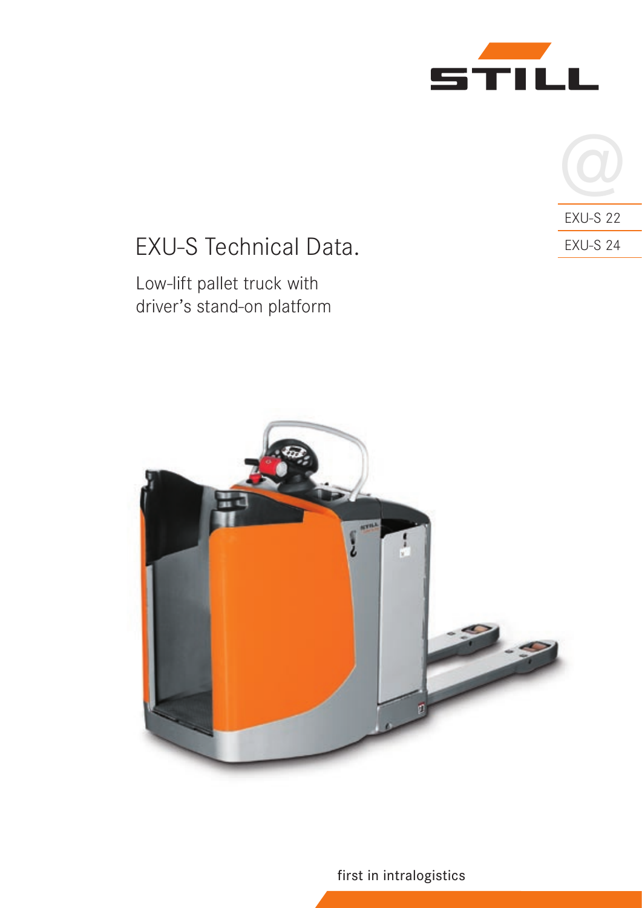STILL

EXU-S 22

EXU-S 24

# EXU-S Technical Data.

## Low-lift pallet truck with driver's stand-on platform

first in intralogistics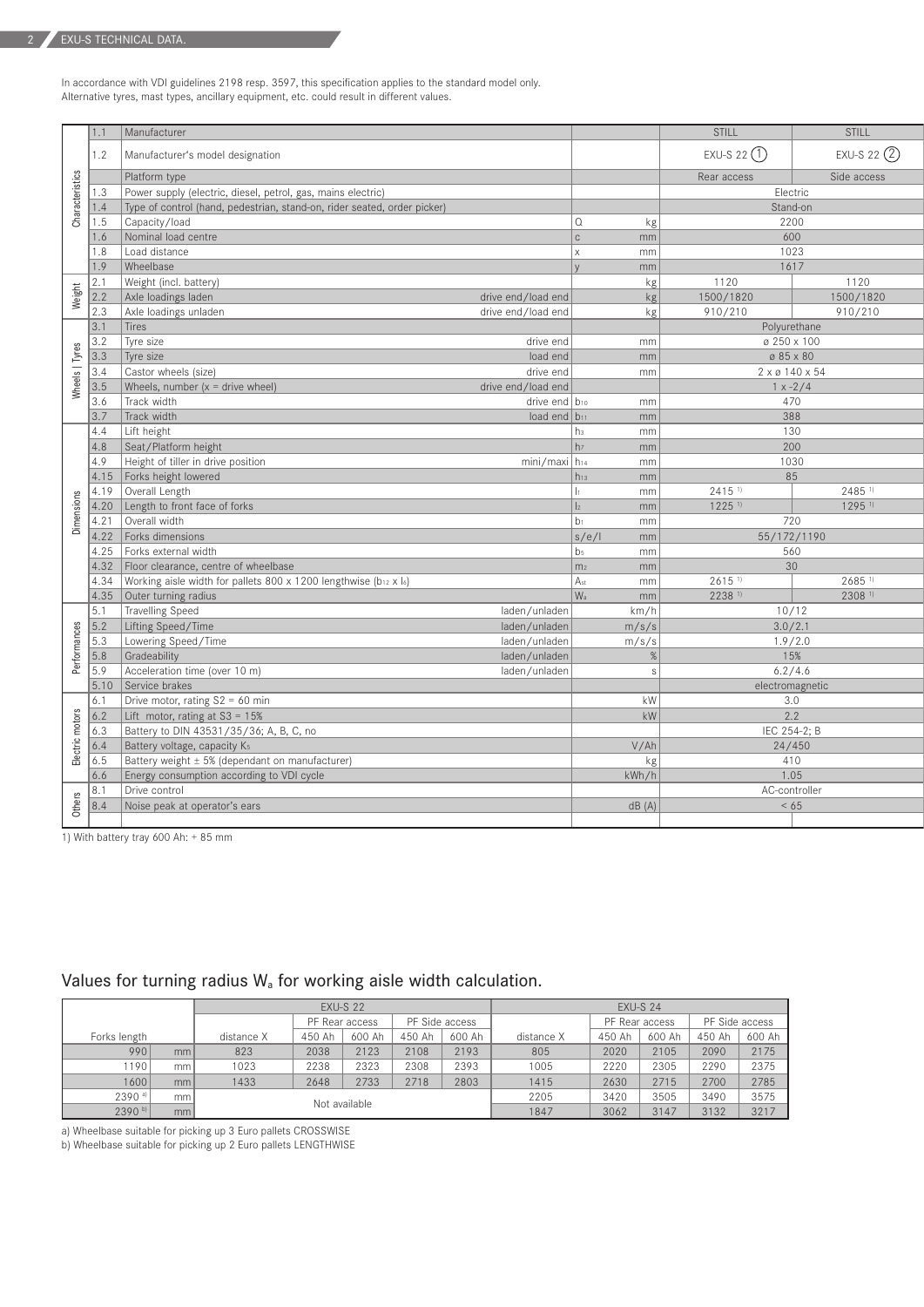In accordance with VDI guidelines 2198 resp. 3597, this specification applies to the standard model only.
Alternative tyres, mast types, ancillary equipment, etc. could result in different values.

| | | | | | | | |
|---|---|---|---|---|---|---|---|
| Characteristics | 1.1 | Manufacturer | | | | STILL | STILL |
| | 1.2 | Manufacturer's model designation | | | | EXU-S 22 (1) | EXU-S 22 (2) |
| | | Platform type | | | | Rear access | Side access |
| | 1.3 | Power supply (electric, diesel, petrol, gas, mains electric) | | | | Electric | |
| | 1.4 | Type of control (hand, pedestrian, stand-on, rider seated, order picker) | | | | Stand-on | |
| | 1.5 | Capacity/load | | Q | kg | 2200 | |
| | 1.6 | Nominal load centre | | c | mm | 600 | |
| | 1.8 | Load distance | | x | mm | 1023 | |
| | 1.9 | Wheelbase | | y | mm | 1617 | |
| Weight | 2.1 | Weight (incl. battery) | | | kg | 1120 | 1120 |
| | 2.2 | Axle loadings laden | drive end/load end | | kg | 1500/1820 | 1500/1820 |
| | 2.3 | Axle loadings unladen | drive end/load end | | kg | 910/210 | 910/210 |
| Wheels \| Tyres | 3.1 | Tires | | | | Polyurethane | |
| | 3.2 | Tyre size | drive end | | mm | ø 250 x 100 | |
| | 3.3 | Tyre size | load end | | mm | ø 85 x 80 | |
| | 3.4 | Castor wheels (size) | drive end | | mm | 2 x ø 140 x 54 | |
| | 3.5 | Wheels, number (x = drive wheel) | drive end/load end | | | 1 x -2/4 | |
| | 3.6 | Track width | drive end | $b_{10}$ | mm | 470 | |
| | 3.7 | Track width | load end | $b_{11}$ | mm | 388 | |
| Dimensions | 4.4 | Lift height | | $h_3$ | mm | 130 | |
| | 4.8 | Seat/Platform height | | $h_7$ | mm | 200 | |
| | 4.9 | Height of tiller in drive position | mini/maxi | $h_{14}$ | mm | 1030 | |
| | 4.15 | Forks height lowered | | $h_{13}$ | mm | 85 | |
| | 4.19 | Overall Length | | $l_1$ | mm | 2415 [1] | 2485 [1] |
| | 4.20 | Length to front face of forks | | $l_2$ | mm | 1225 [1] | 1295 [1] |
| | 4.21 | Overall width | | $b_1$ | mm | 720 | |
| | 4.22 | Forks dimensions | | s/e/l | mm | 55/172/1190 | |
| | 4.25 | Forks external width | | $b_5$ | mm | 560 | |
| | 4.32 | Floor clearance, centre of wheelbase | | $m_2$ | mm | 30 | |
| | 4.34 | Working aisle width for pallets 800 x 1200 lengthwise ($b_{12}$ x $l_6$) | | $A_{st}$ | mm | 2615 [1] | 2685 [1] |
| | 4.35 | Outer turning radius | | $W_a$ | mm | 2238 [1] | 2308 [1] |
| Performances | 5.1 | Travelling Speed | laden/unladen | | km/h | 10/12 | |
| | 5.2 | Lifting Speed/Time | laden/unladen | | m/s/s | 3.0/2.1 | |
| | 5.3 | Lowering Speed/Time | laden/unladen | | m/s/s | 1.9/2.0 | |
| | 5.8 | Gradeability | laden/unladen | | % | 15% | |
| | 5.9 | Acceleration time (over 10 m) | laden/unladen | | s | 6.2/4.6 | |
| | 5.10 | Service brakes | | | | electromagnetic | |
| Electric motors | 6.1 | Drive motor, rating S2 = 60 min | | | kW | 3.0 | |
| | 6.2 | Lift motor, rating at S3 = 15% | | | kW | 2.2 | |
| | 6.3 | Battery to DIN 43531/35/36; A, B, C, no | | | | IEC 254-2; B | |
| | 6.4 | Battery voltage, capacity $K_5$ | | | V/Ah | 24/450 | |
| | 6.5 | Battery weight ± 5% (dependant on manufacturer) | | | kg | 410 | |
| | 6.6 | Energy consumption according to VDI cycle | | | kWh/h | 1.05 | |
| Others | 8.1 | Drive control | | | | AC-controller | |
| | 8.4 | Noise peak at operator's ears | | | dB (A) | < 65 | |

1) With battery tray 600 Ah: + 85 mm

## Values for turning radius $W_a$ for working aisle width calculation.

| | | EXU-S 22 | | | | | EXU-S 24 | | | | |
|---|---|---|---|---|---|---|---|---|---|---|---|
| | | | PF Rear access | | PF Side access | | | PF Rear access | | PF Side access | |
| Forks length | | distance X | 450 Ah | 600 Ah | 450 Ah | 600 Ah | distance X | 450 Ah | 600 Ah | 450 Ah | 600 Ah |
| 990 | mm | 823 | 2038 | 2123 | 2108 | 2193 | 805 | 2020 | 2105 | 2090 | 2175 |
| 1190 | mm | 1023 | 2238 | 2323 | 2308 | 2393 | 1005 | 2220 | 2305 | 2290 | 2375 |
| 1600 | mm | 1433 | 2648 | 2733 | 2718 | 2803 | 1415 | 2630 | 2715 | 2700 | 2785 |
| 2390 [a] | mm | Not available | | | | | 2205 | 3420 | 3505 | 3490 | 3575 |
| 2390 [b] | mm | | | | | | 1847 | 3062 | 3147 | 3132 | 3217 |

a) Wheelbase suitable for picking up 3 Euro pallets CROSSWISE
b) Wheelbase suitable for picking up 2 Euro pallets LENGTHWISE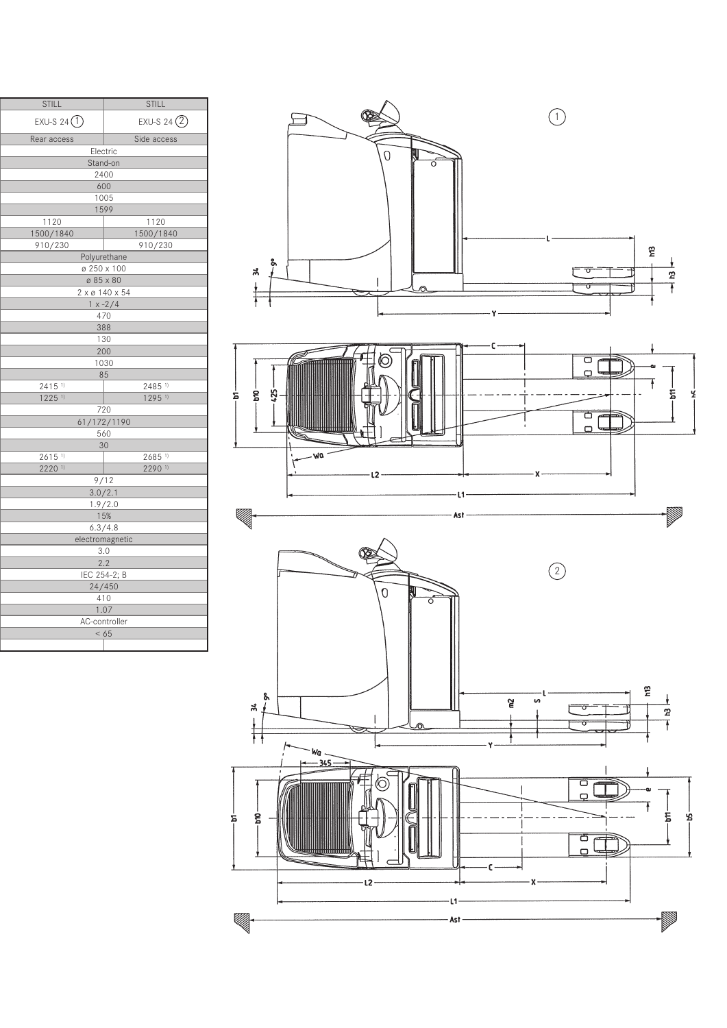| STILL | STILL |
|---|---|
| EXU-S 24 ① | EXU-S 24 ② |
| Rear access | Side access |
| Electric | |
| Stand-on | |
| 2400 | |
| 600 | |
| 1005 | |
| 1599 | |
| 1120 | 1120 |
| 1500/1840 | 1500/1840 |
| 910/230 | 910/230 |
| Polyurethane | |
| ø 250 x 100 | |
| ø 85 x 80 | |
| 2 x ø 140 x 54 | |
| 1 x -2/4 | |
| 470 | |
| 388 | |
| 130 | |
| 200 | |
| 1030 | |
| 85 | |
| 2415 [1] | 2485 [1] |
| 1225 [1] | 1295 [1] |
| 720 | |
| 61/172/1190 | |
| 560 | |
| 30 | |
| 2615 [1] | 2685 [1] |
| 2220 [1] | 2290 [1] |
| 9/12 | |
| 3.0/2.1 | |
| 1.9/2.0 | |
| 15% | |
| 6.3/4.8 | |
| electromagnetic | |
| 3.0 | |
| 2.2 | |
| IEC 254-2; B | |
| 24/450 | |
| 410 | |
| 1.07 | |
| AC-controller | |
| < 65 | |
| | |

①

L, h13, h3, 34, 9°, Y, C, e, b1, b10, 425, b11, b5, Wa, L2, X, L1, Ast

②

L, s, m2, h13, h3, 34, 9°, Y, Wa, 345, e, b1, b10, b11, b5, C, L2, X, L1, Ast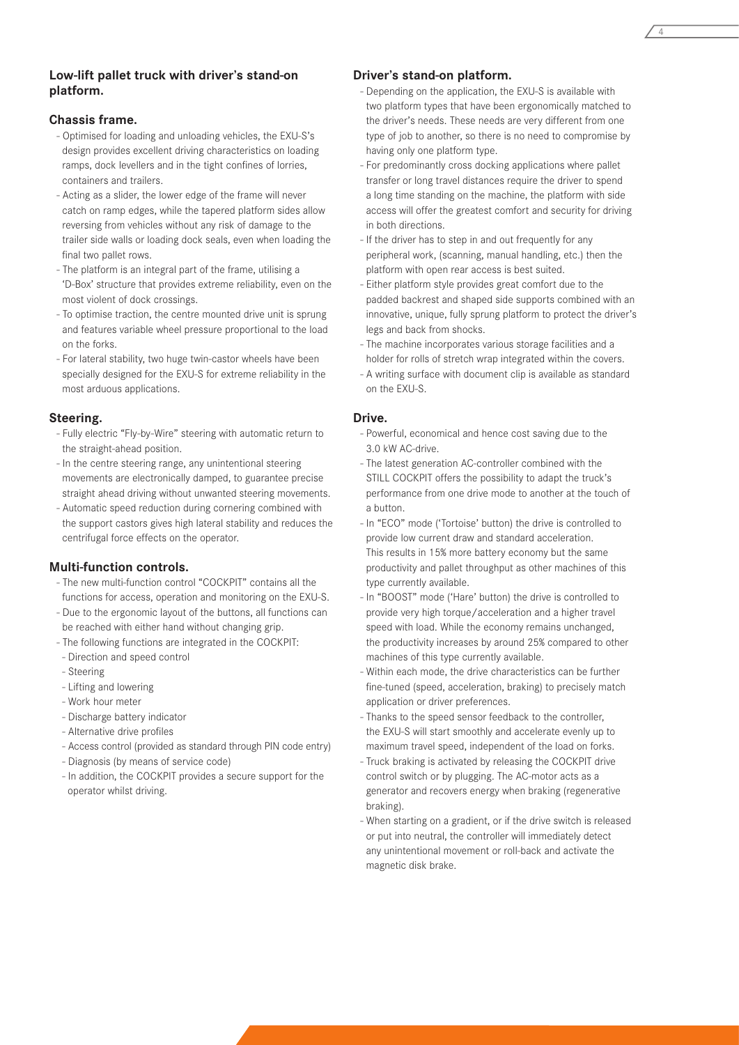## Low-lift pallet truck with driver's stand-on platform.

### Chassis frame.

- Optimised for loading and unloading vehicles, the EXU-S's design provides excellent driving characteristics on loading ramps, dock levellers and in the tight confines of lorries, containers and trailers.
- Acting as a slider, the lower edge of the frame will never catch on ramp edges, while the tapered platform sides allow reversing from vehicles without any risk of damage to the trailer side walls or loading dock seals, even when loading the final two pallet rows.
- The platform is an integral part of the frame, utilising a 'D-Box' structure that provides extreme reliability, even on the most violent of dock crossings.
- To optimise traction, the centre mounted drive unit is sprung and features variable wheel pressure proportional to the load on the forks.
- For lateral stability, two huge twin-castor wheels have been specially designed for the EXU-S for extreme reliability in the most arduous applications.

### Steering.

- Fully electric "Fly-by-Wire" steering with automatic return to the straight-ahead position.
- In the centre steering range, any unintentional steering movements are electronically damped, to guarantee precise straight ahead driving without unwanted steering movements.
- Automatic speed reduction during cornering combined with the support castors gives high lateral stability and reduces the centrifugal force effects on the operator.

### Multi-function controls.

- The new multi-function control "COCKPIT" contains all the functions for access, operation and monitoring on the EXU-S.
- Due to the ergonomic layout of the buttons, all functions can be reached with either hand without changing grip.
- The following functions are integrated in the COCKPIT:
  - Direction and speed control
  - Steering
  - Lifting and lowering
  - Work hour meter
  - Discharge battery indicator
  - Alternative drive profiles
  - Access control (provided as standard through PIN code entry)
  - Diagnosis (by means of service code)
- In addition, the COCKPIT provides a secure support for the operator whilst driving.

### Driver's stand-on platform.

- Depending on the application, the EXU-S is available with two platform types that have been ergonomically matched to the driver's needs. These needs are very different from one type of job to another, so there is no need to compromise by having only one platform type.
- For predominantly cross docking applications where pallet transfer or long travel distances require the driver to spend a long time standing on the machine, the platform with side access will offer the greatest comfort and security for driving in both directions.
- If the driver has to step in and out frequently for any peripheral work, (scanning, manual handling, etc.) then the platform with open rear access is best suited.
- Either platform style provides great comfort due to the padded backrest and shaped side supports combined with an innovative, unique, fully sprung platform to protect the driver's legs and back from shocks.
- The machine incorporates various storage facilities and a holder for rolls of stretch wrap integrated within the covers.
- A writing surface with document clip is available as standard on the EXU-S.

### Drive.

- Powerful, economical and hence cost saving due to the 3.0 kW AC-drive.
- The latest generation AC-controller combined with the STILL COCKPIT offers the possibility to adapt the truck's performance from one drive mode to another at the touch of a button.
- In "ECO" mode ('Tortoise' button) the drive is controlled to provide low current draw and standard acceleration. This results in 15% more battery economy but the same productivity and pallet throughput as other machines of this type currently available.
- In "BOOST" mode ('Hare' button) the drive is controlled to provide very high torque/acceleration and a higher travel speed with load. While the economy remains unchanged, the productivity increases by around 25% compared to other machines of this type currently available.
- Within each mode, the drive characteristics can be further fine-tuned (speed, acceleration, braking) to precisely match application or driver preferences.
- Thanks to the speed sensor feedback to the controller, the EXU-S will start smoothly and accelerate evenly up to maximum travel speed, independent of the load on forks.
- Truck braking is activated by releasing the COCKPIT drive control switch or by plugging. The AC-motor acts as a generator and recovers energy when braking (regenerative braking).
- When starting on a gradient, or if the drive switch is released or put into neutral, the controller will immediately detect any unintentional movement or roll-back and activate the magnetic disk brake.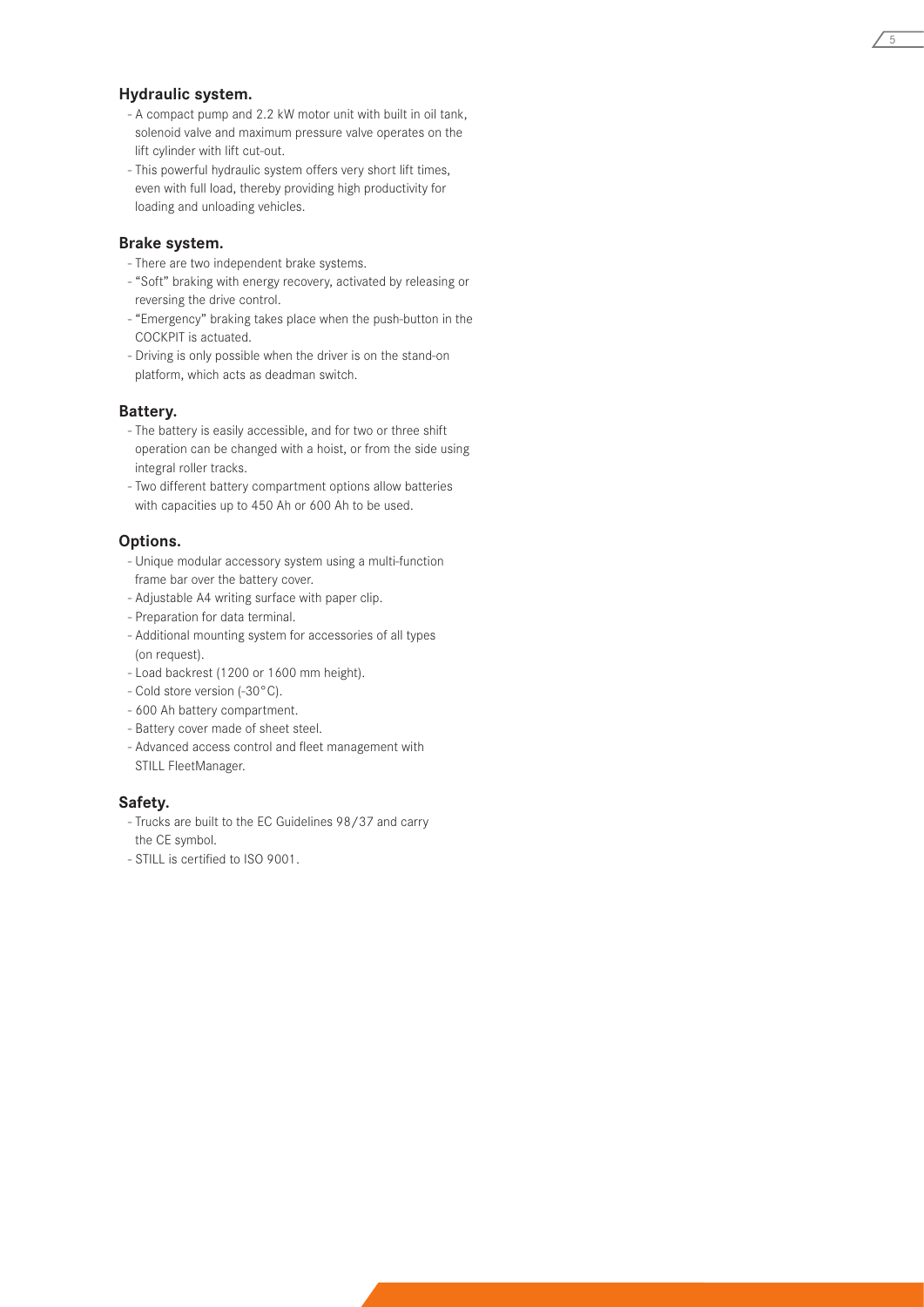## Hydraulic system.

- A compact pump and 2.2 kW motor unit with built in oil tank, solenoid valve and maximum pressure valve operates on the lift cylinder with lift cut-out.
- This powerful hydraulic system offers very short lift times, even with full load, thereby providing high productivity for loading and unloading vehicles.

## Brake system.

- There are two independent brake systems.
- "Soft" braking with energy recovery, activated by releasing or reversing the drive control.
- "Emergency" braking takes place when the push-button in the COCKPIT is actuated.
- Driving is only possible when the driver is on the stand-on platform, which acts as deadman switch.

## Battery.

- The battery is easily accessible, and for two or three shift operation can be changed with a hoist, or from the side using integral roller tracks.
- Two different battery compartment options allow batteries with capacities up to 450 Ah or 600 Ah to be used.

## Options.

- Unique modular accessory system using a multi-function frame bar over the battery cover.
- Adjustable A4 writing surface with paper clip.
- Preparation for data terminal.
- Additional mounting system for accessories of all types (on request).
- Load backrest (1200 or 1600 mm height).
- Cold store version (-30°C).
- 600 Ah battery compartment.
- Battery cover made of sheet steel.
- Advanced access control and fleet management with STILL FleetManager.

## Safety.

- Trucks are built to the EC Guidelines 98/37 and carry the CE symbol.
- STILL is certified to ISO 9001.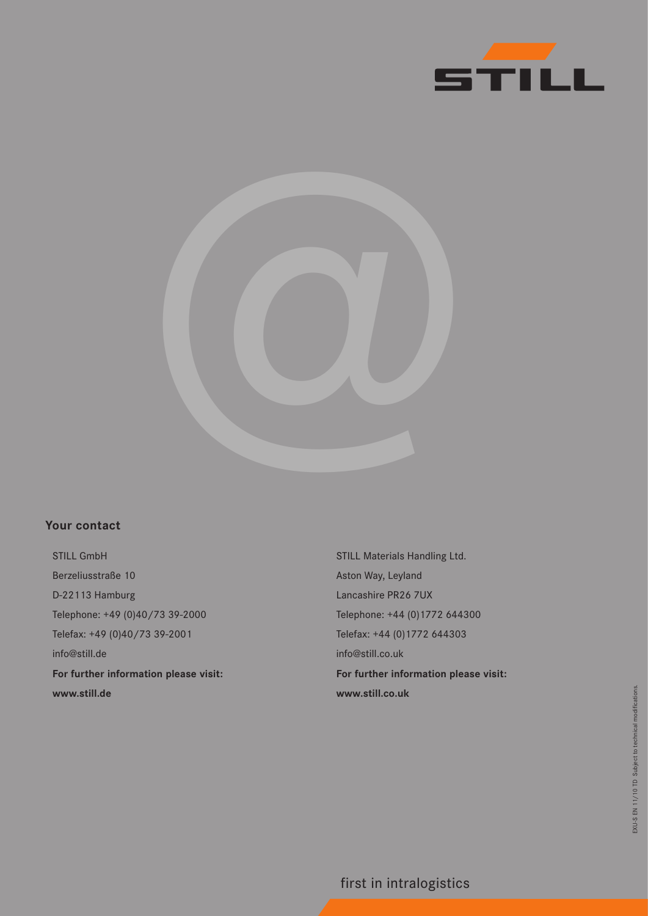## Your contact

STILL GmbH
Berzeliusstraße 10
D-22113 Hamburg
Telephone: +49 (0)40/73 39-2000
Telefax: +49 (0)40/73 39-2001
info@still.de
**For further information please visit:**
**www.still.de**

STILL Materials Handling Ltd.
Aston Way, Leyland
Lancashire PR26 7UX
Telephone: +44 (0)1772 644300
Telefax: +44 (0)1772 644303
info@still.co.uk
**For further information please visit:**
**www.still.co.uk**

EXU-S EN 11/10 TD Subject to technical modifications.

first in intralogistics